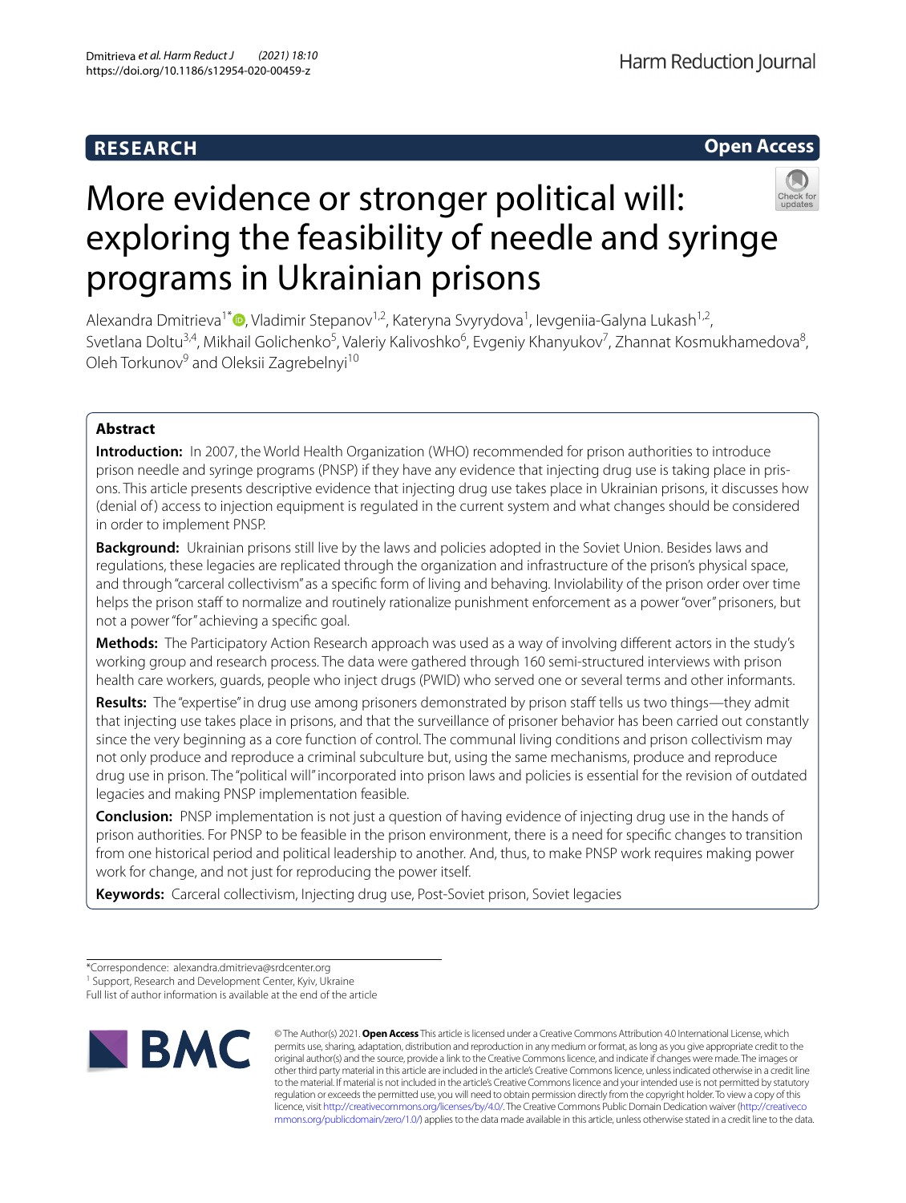**RESEARCH** **Open Access**

# More evidence or stronger political will: exploring the feasibility of needle and syringe programs in Ukrainian prisons

Alexandra Dmitrieva[1*], Vladimir Stepanov[1,2], Kateryna Svyrydova[1], Ievgeniia-Galyna Lukash[1,2], Svetlana Doltu[3,4], Mikhail Golichenko[5], Valeriy Kalivoshko[6], Evgeniy Khanyukov[7], Zhannat Kosmukhamedova[8], Oleh Torkunov[9] and Oleksii Zagrebelnyi[10]

## Abstract

**Introduction:** In 2007, the World Health Organization (WHO) recommended for prison authorities to introduce prison needle and syringe programs (PNSP) if they have any evidence that injecting drug use is taking place in prisons. This article presents descriptive evidence that injecting drug use takes place in Ukrainian prisons, it discusses how (denial of) access to injection equipment is regulated in the current system and what changes should be considered in order to implement PNSP.

**Background:** Ukrainian prisons still live by the laws and policies adopted in the Soviet Union. Besides laws and regulations, these legacies are replicated through the organization and infrastructure of the prison's physical space, and through "carceral collectivism" as a specific form of living and behaving. Inviolability of the prison order over time helps the prison staff to normalize and routinely rationalize punishment enforcement as a power "over" prisoners, but not a power "for" achieving a specific goal.

**Methods:** The Participatory Action Research approach was used as a way of involving different actors in the study's working group and research process. The data were gathered through 160 semi-structured interviews with prison health care workers, guards, people who inject drugs (PWID) who served one or several terms and other informants.

**Results:** The "expertise" in drug use among prisoners demonstrated by prison staff tells us two things—they admit that injecting use takes place in prisons, and that the surveillance of prisoner behavior has been carried out constantly since the very beginning as a core function of control. The communal living conditions and prison collectivism may not only produce and reproduce a criminal subculture but, using the same mechanisms, produce and reproduce drug use in prison. The "political will" incorporated into prison laws and policies is essential for the revision of outdated legacies and making PNSP implementation feasible.

**Conclusion:** PNSP implementation is not just a question of having evidence of injecting drug use in the hands of prison authorities. For PNSP to be feasible in the prison environment, there is a need for specific changes to transition from one historical period and political leadership to another. And, thus, to make PNSP work requires making power work for change, and not just for reproducing the power itself.

**Keywords:** Carceral collectivism, Injecting drug use, Post-Soviet prison, Soviet legacies

---

*Correspondence: alexandra.dmitrieva@srdcenter.org
[1] Support, Research and Development Center, Kyiv, Ukraine
Full list of author information is available at the end of the article

© The Author(s) 2021. **Open Access** This article is licensed under a Creative Commons Attribution 4.0 International License, which permits use, sharing, adaptation, distribution and reproduction in any medium or format, as long as you give appropriate credit to the original author(s) and the source, provide a link to the Creative Commons licence, and indicate if changes were made. The images or other third party material in this article are included in the article's Creative Commons licence, unless indicated otherwise in a credit line to the material. If material is not included in the article's Creative Commons licence and your intended use is not permitted by statutory regulation or exceeds the permitted use, you will need to obtain permission directly from the copyright holder. To view a copy of this licence, visit http://creativecommons.org/licenses/by/4.0/. The Creative Commons Public Domain Dedication waiver (http://creativecommons.org/publicdomain/zero/1.0/) applies to the data made available in this article, unless otherwise stated in a credit line to the data.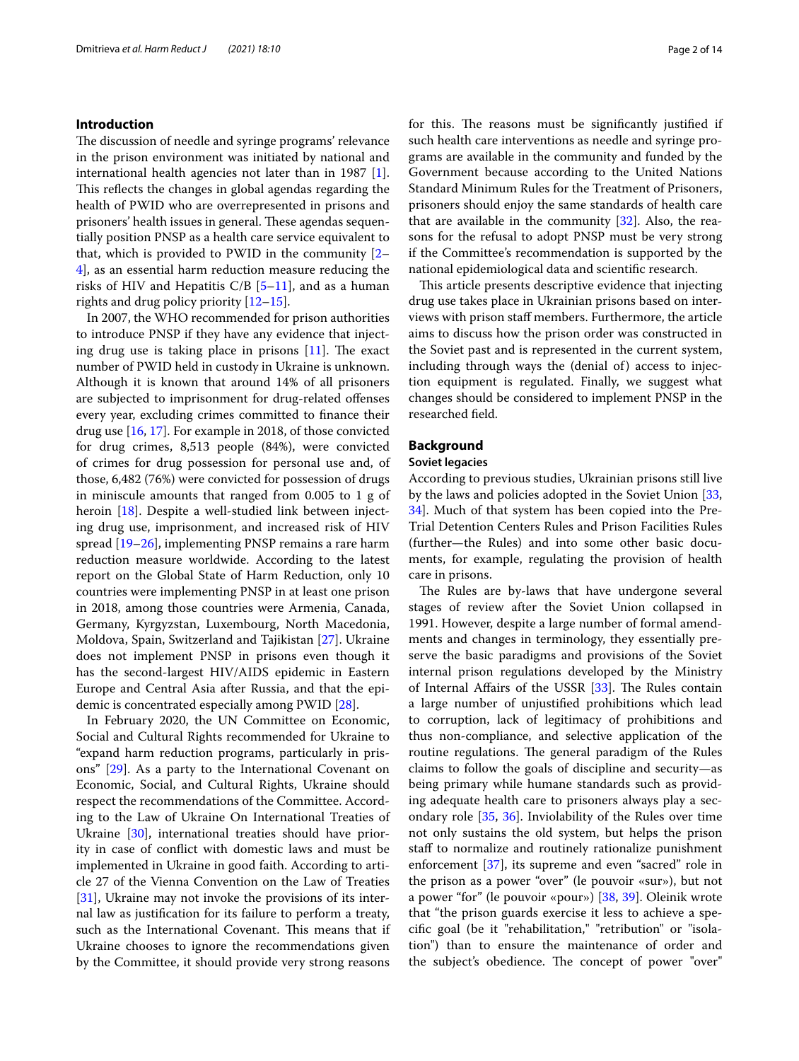## Introduction

The discussion of needle and syringe programs' relevance in the prison environment was initiated by national and international health agencies not later than in 1987 [1]. This reflects the changes in global agendas regarding the health of PWID who are overrepresented in prisons and prisoners' health issues in general. These agendas sequentially position PNSP as a health care service equivalent to that, which is provided to PWID in the community [2–4], as an essential harm reduction measure reducing the risks of HIV and Hepatitis C/B [5–11], and as a human rights and drug policy priority [12–15].

In 2007, the WHO recommended for prison authorities to introduce PNSP if they have any evidence that injecting drug use is taking place in prisons [11]. The exact number of PWID held in custody in Ukraine is unknown. Although it is known that around 14% of all prisoners are subjected to imprisonment for drug-related offenses every year, excluding crimes committed to finance their drug use [16, 17]. For example in 2018, of those convicted for drug crimes, 8,513 people (84%), were convicted of crimes for drug possession for personal use and, of those, 6,482 (76%) were convicted for possession of drugs in miniscule amounts that ranged from 0.005 to 1 g of heroin [18]. Despite a well-studied link between injecting drug use, imprisonment, and increased risk of HIV spread [19–26], implementing PNSP remains a rare harm reduction measure worldwide. According to the latest report on the Global State of Harm Reduction, only 10 countries were implementing PNSP in at least one prison in 2018, among those countries were Armenia, Canada, Germany, Kyrgyzstan, Luxembourg, North Macedonia, Moldova, Spain, Switzerland and Tajikistan [27]. Ukraine does not implement PNSP in prisons even though it has the second-largest HIV/AIDS epidemic in Eastern Europe and Central Asia after Russia, and that the epidemic is concentrated especially among PWID [28].

In February 2020, the UN Committee on Economic, Social and Cultural Rights recommended for Ukraine to "expand harm reduction programs, particularly in prisons" [29]. As a party to the International Covenant on Economic, Social, and Cultural Rights, Ukraine should respect the recommendations of the Committee. According to the Law of Ukraine On International Treaties of Ukraine [30], international treaties should have priority in case of conflict with domestic laws and must be implemented in Ukraine in good faith. According to article 27 of the Vienna Convention on the Law of Treaties [31], Ukraine may not invoke the provisions of its internal law as justification for its failure to perform a treaty, such as the International Covenant. This means that if Ukraine chooses to ignore the recommendations given by the Committee, it should provide very strong reasons for this. The reasons must be significantly justified if such health care interventions as needle and syringe programs are available in the community and funded by the Government because according to the United Nations Standard Minimum Rules for the Treatment of Prisoners, prisoners should enjoy the same standards of health care that are available in the community [32]. Also, the reasons for the refusal to adopt PNSP must be very strong if the Committee's recommendation is supported by the national epidemiological data and scientific research.

This article presents descriptive evidence that injecting drug use takes place in Ukrainian prisons based on interviews with prison staff members. Furthermore, the article aims to discuss how the prison order was constructed in the Soviet past and is represented in the current system, including through ways the (denial of) access to injection equipment is regulated. Finally, we suggest what changes should be considered to implement PNSP in the researched field.

## Background

### Soviet legacies

According to previous studies, Ukrainian prisons still live by the laws and policies adopted in the Soviet Union [33, 34]. Much of that system has been copied into the Pre-Trial Detention Centers Rules and Prison Facilities Rules (further—the Rules) and into some other basic documents, for example, regulating the provision of health care in prisons.

The Rules are by-laws that have undergone several stages of review after the Soviet Union collapsed in 1991. However, despite a large number of formal amendments and changes in terminology, they essentially preserve the basic paradigms and provisions of the Soviet internal prison regulations developed by the Ministry of Internal Affairs of the USSR [33]. The Rules contain a large number of unjustified prohibitions which lead to corruption, lack of legitimacy of prohibitions and thus non-compliance, and selective application of the routine regulations. The general paradigm of the Rules claims to follow the goals of discipline and security—as being primary while humane standards such as providing adequate health care to prisoners always play a secondary role [35, 36]. Inviolability of the Rules over time not only sustains the old system, but helps the prison staff to normalize and routinely rationalize punishment enforcement [37], its supreme and even "sacred" role in the prison as a power "over" (le pouvoir «sur»), but not a power "for" (le pouvoir «pour») [38, 39]. Oleinik wrote that "the prison guards exercise it less to achieve a specific goal (be it "rehabilitation," "retribution" or "isolation") than to ensure the maintenance of order and the subject's obedience. The concept of power "over"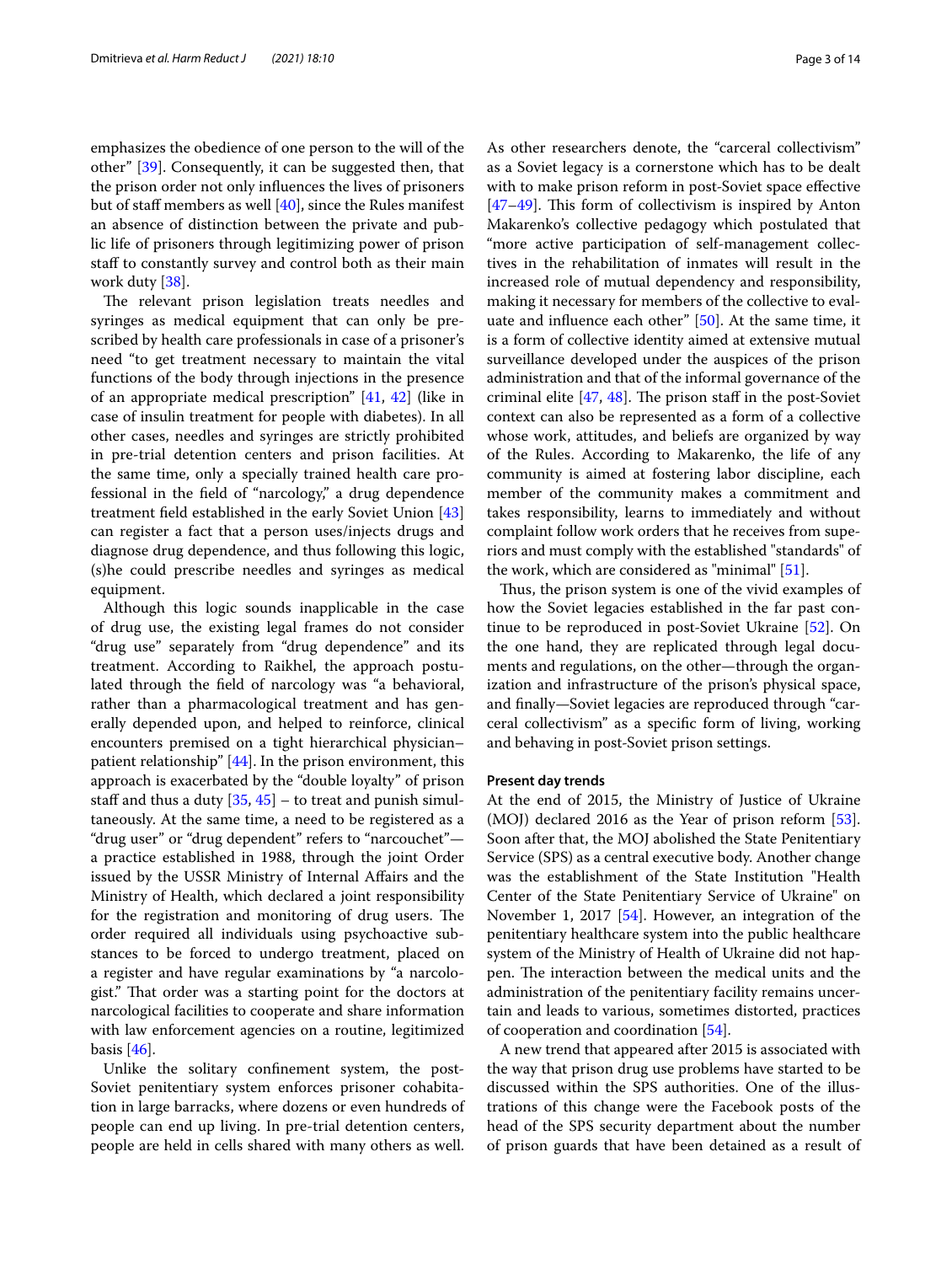emphasizes the obedience of one person to the will of the other" [39]. Consequently, it can be suggested then, that the prison order not only influences the lives of prisoners but of staff members as well [40], since the Rules manifest an absence of distinction between the private and public life of prisoners through legitimizing power of prison staff to constantly survey and control both as their main work duty [38].

The relevant prison legislation treats needles and syringes as medical equipment that can only be prescribed by health care professionals in case of a prisoner's need "to get treatment necessary to maintain the vital functions of the body through injections in the presence of an appropriate medical prescription" [41, 42] (like in case of insulin treatment for people with diabetes). In all other cases, needles and syringes are strictly prohibited in pre-trial detention centers and prison facilities. At the same time, only a specially trained health care professional in the field of "narcology," a drug dependence treatment field established in the early Soviet Union [43] can register a fact that a person uses/injects drugs and diagnose drug dependence, and thus following this logic, (s)he could prescribe needles and syringes as medical equipment.

Although this logic sounds inapplicable in the case of drug use, the existing legal frames do not consider "drug use" separately from "drug dependence" and its treatment. According to Raikhel, the approach postulated through the field of narcology was "a behavioral, rather than a pharmacological treatment and has generally depended upon, and helped to reinforce, clinical encounters premised on a tight hierarchical physician–patient relationship" [44]. In the prison environment, this approach is exacerbated by the "double loyalty" of prison staff and thus a duty [35, 45] – to treat and punish simultaneously. At the same time, a need to be registered as a "drug user" or "drug dependent" refers to "narcouchet"—a practice established in 1988, through the joint Order issued by the USSR Ministry of Internal Affairs and the Ministry of Health, which declared a joint responsibility for the registration and monitoring of drug users. The order required all individuals using psychoactive substances to be forced to undergo treatment, placed on a register and have regular examinations by "a narcologist." That order was a starting point for the doctors at narcological facilities to cooperate and share information with law enforcement agencies on a routine, legitimized basis [46].

Unlike the solitary confinement system, the post-Soviet penitentiary system enforces prisoner cohabitation in large barracks, where dozens or even hundreds of people can end up living. In pre-trial detention centers, people are held in cells shared with many others as well. As other researchers denote, the "carceral collectivism" as a Soviet legacy is a cornerstone which has to be dealt with to make prison reform in post-Soviet space effective [47–49]. This form of collectivism is inspired by Anton Makarenko's collective pedagogy which postulated that "more active participation of self-management collectives in the rehabilitation of inmates will result in the increased role of mutual dependency and responsibility, making it necessary for members of the collective to evaluate and influence each other" [50]. At the same time, it is a form of collective identity aimed at extensive mutual surveillance developed under the auspices of the prison administration and that of the informal governance of the criminal elite [47, 48]. The prison staff in the post-Soviet context can also be represented as a form of a collective whose work, attitudes, and beliefs are organized by way of the Rules. According to Makarenko, the life of any community is aimed at fostering labor discipline, each member of the community makes a commitment and takes responsibility, learns to immediately and without complaint follow work orders that he receives from superiors and must comply with the established "standards" of the work, which are considered as "minimal" [51].

Thus, the prison system is one of the vivid examples of how the Soviet legacies established in the far past continue to be reproduced in post-Soviet Ukraine [52]. On the one hand, they are replicated through legal documents and regulations, on the other—through the organization and infrastructure of the prison's physical space, and finally—Soviet legacies are reproduced through "carceral collectivism" as a specific form of living, working and behaving in post-Soviet prison settings.

### Present day trends

At the end of 2015, the Ministry of Justice of Ukraine (MOJ) declared 2016 as the Year of prison reform [53]. Soon after that, the MOJ abolished the State Penitentiary Service (SPS) as a central executive body. Another change was the establishment of the State Institution "Health Center of the State Penitentiary Service of Ukraine" on November 1, 2017 [54]. However, an integration of the penitentiary healthcare system into the public healthcare system of the Ministry of Health of Ukraine did not happen. The interaction between the medical units and the administration of the penitentiary facility remains uncertain and leads to various, sometimes distorted, practices of cooperation and coordination [54].

A new trend that appeared after 2015 is associated with the way that prison drug use problems have started to be discussed within the SPS authorities. One of the illustrations of this change were the Facebook posts of the head of the SPS security department about the number of prison guards that have been detained as a result of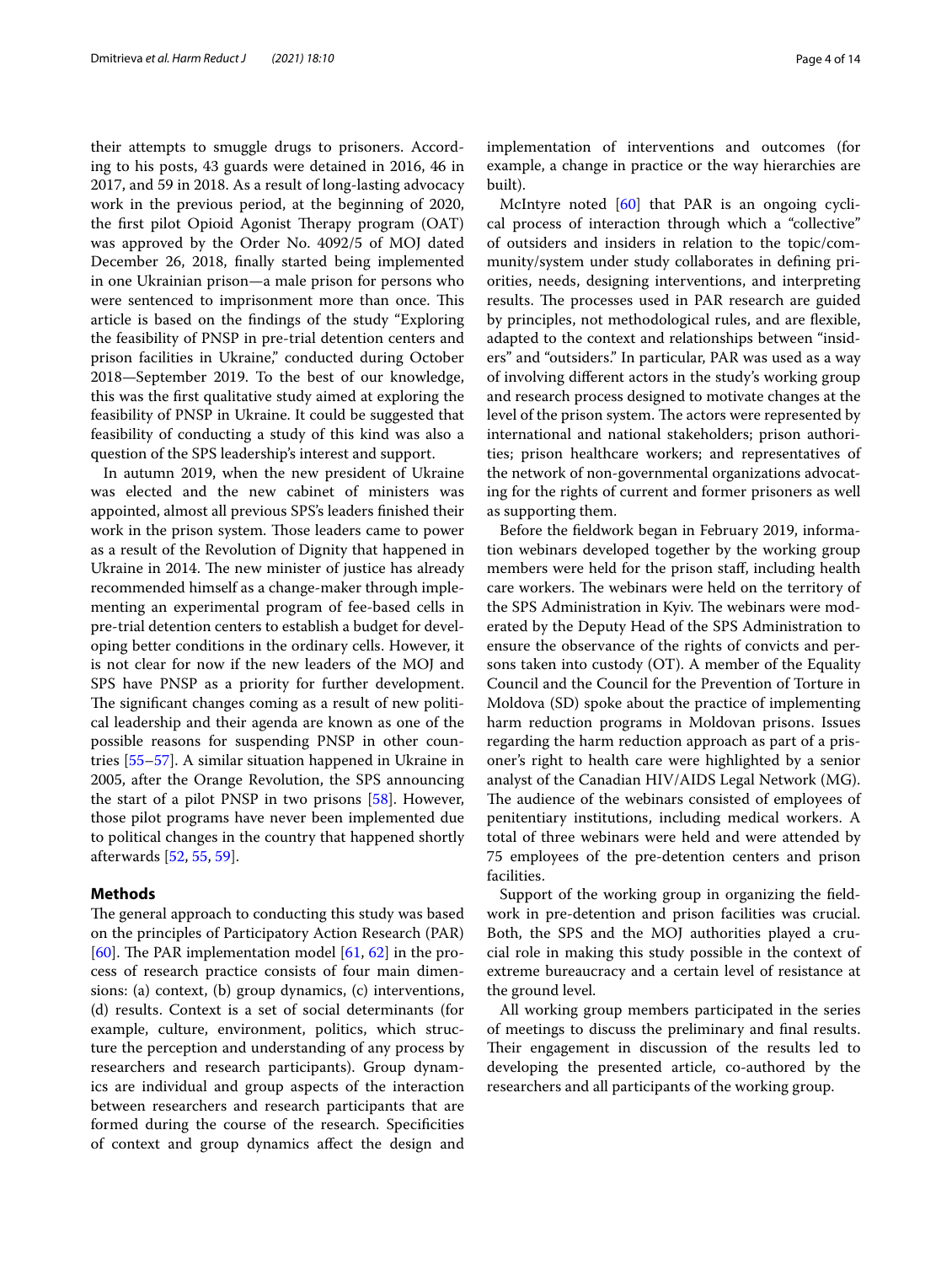their attempts to smuggle drugs to prisoners. According to his posts, 43 guards were detained in 2016, 46 in 2017, and 59 in 2018. As a result of long-lasting advocacy work in the previous period, at the beginning of 2020, the first pilot Opioid Agonist Therapy program (OAT) was approved by the Order No. 4092/5 of MOJ dated December 26, 2018, finally started being implemented in one Ukrainian prison—a male prison for persons who were sentenced to imprisonment more than once. This article is based on the findings of the study "Exploring the feasibility of PNSP in pre-trial detention centers and prison facilities in Ukraine," conducted during October 2018—September 2019. To the best of our knowledge, this was the first qualitative study aimed at exploring the feasibility of PNSP in Ukraine. It could be suggested that feasibility of conducting a study of this kind was also a question of the SPS leadership's interest and support.

In autumn 2019, when the new president of Ukraine was elected and the new cabinet of ministers was appointed, almost all previous SPS's leaders finished their work in the prison system. Those leaders came to power as a result of the Revolution of Dignity that happened in Ukraine in 2014. The new minister of justice has already recommended himself as a change-maker through implementing an experimental program of fee-based cells in pre-trial detention centers to establish a budget for developing better conditions in the ordinary cells. However, it is not clear for now if the new leaders of the MOJ and SPS have PNSP as a priority for further development. The significant changes coming as a result of new political leadership and their agenda are known as one of the possible reasons for suspending PNSP in other countries [55–57]. A similar situation happened in Ukraine in 2005, after the Orange Revolution, the SPS announcing the start of a pilot PNSP in two prisons [58]. However, those pilot programs have never been implemented due to political changes in the country that happened shortly afterwards [52, 55, 59].

## Methods

The general approach to conducting this study was based on the principles of Participatory Action Research (PAR) [60]. The PAR implementation model [61, 62] in the process of research practice consists of four main dimensions: (a) context, (b) group dynamics, (c) interventions, (d) results. Context is a set of social determinants (for example, culture, environment, politics, which structure the perception and understanding of any process by researchers and research participants). Group dynamics are individual and group aspects of the interaction between researchers and research participants that are formed during the course of the research. Specificities of context and group dynamics affect the design and implementation of interventions and outcomes (for example, a change in practice or the way hierarchies are built).

McIntyre noted [60] that PAR is an ongoing cyclical process of interaction through which a "collective" of outsiders and insiders in relation to the topic/community/system under study collaborates in defining priorities, needs, designing interventions, and interpreting results. The processes used in PAR research are guided by principles, not methodological rules, and are flexible, adapted to the context and relationships between "insiders" and "outsiders." In particular, PAR was used as a way of involving different actors in the study's working group and research process designed to motivate changes at the level of the prison system. The actors were represented by international and national stakeholders; prison authorities; prison healthcare workers; and representatives of the network of non-governmental organizations advocating for the rights of current and former prisoners as well as supporting them.

Before the fieldwork began in February 2019, information webinars developed together by the working group members were held for the prison staff, including health care workers. The webinars were held on the territory of the SPS Administration in Kyiv. The webinars were moderated by the Deputy Head of the SPS Administration to ensure the observance of the rights of convicts and persons taken into custody (OT). A member of the Equality Council and the Council for the Prevention of Torture in Moldova (SD) spoke about the practice of implementing harm reduction programs in Moldovan prisons. Issues regarding the harm reduction approach as part of a prisoner's right to health care were highlighted by a senior analyst of the Canadian HIV/AIDS Legal Network (MG). The audience of the webinars consisted of employees of penitentiary institutions, including medical workers. A total of three webinars were held and were attended by 75 employees of the pre-detention centers and prison facilities.

Support of the working group in organizing the fieldwork in pre-detention and prison facilities was crucial. Both, the SPS and the MOJ authorities played a crucial role in making this study possible in the context of extreme bureaucracy and a certain level of resistance at the ground level.

All working group members participated in the series of meetings to discuss the preliminary and final results. Their engagement in discussion of the results led to developing the presented article, co-authored by the researchers and all participants of the working group.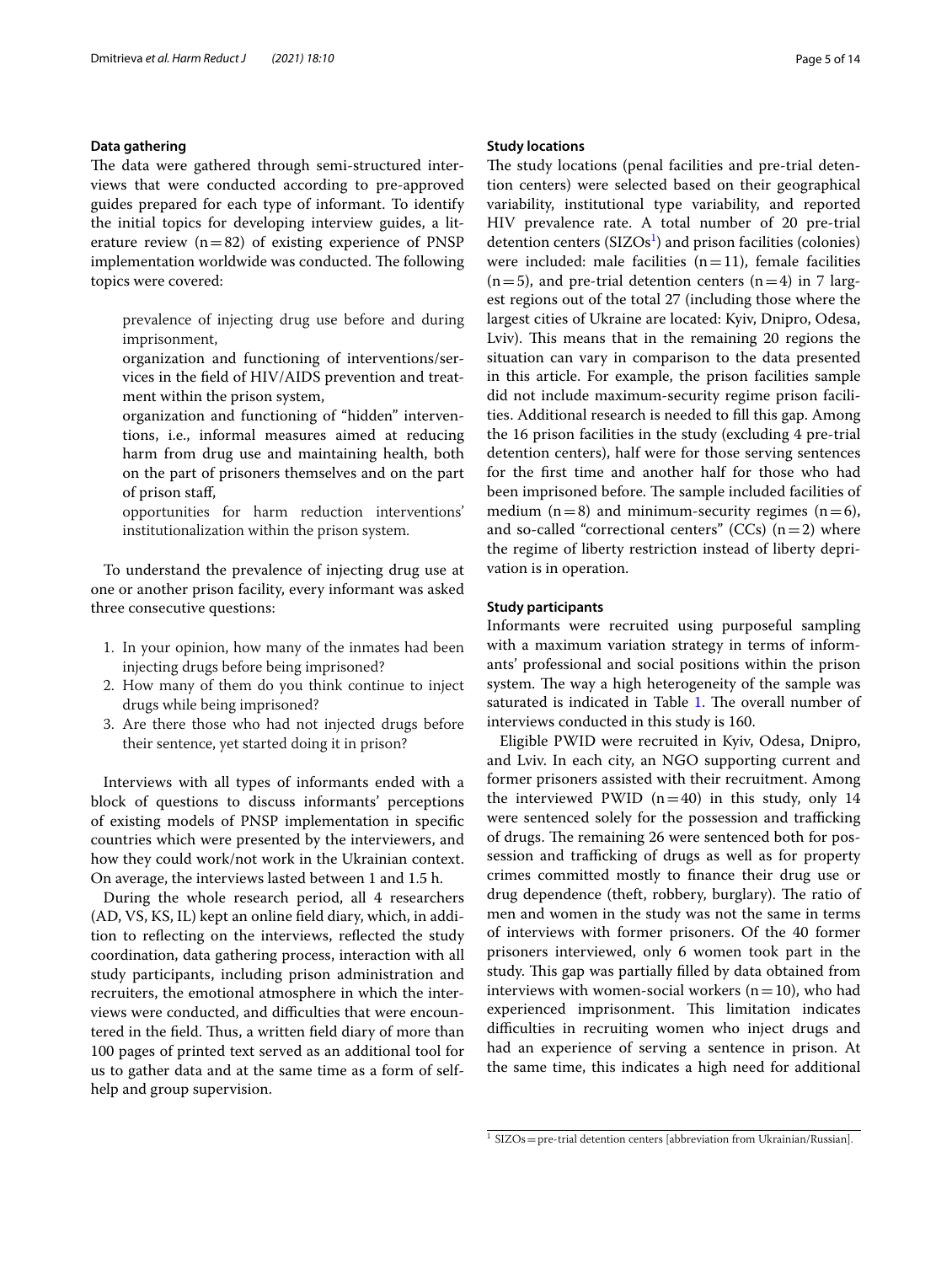### Data gathering

The data were gathered through semi-structured interviews that were conducted according to pre-approved guides prepared for each type of informant. To identify the initial topics for developing interview guides, a literature review (n = 82) of existing experience of PNSP implementation worldwide was conducted. The following topics were covered:

prevalence of injecting drug use before and during imprisonment,

organization and functioning of interventions/services in the field of HIV/AIDS prevention and treatment within the prison system,

organization and functioning of "hidden" interventions, i.e., informal measures aimed at reducing harm from drug use and maintaining health, both on the part of prisoners themselves and on the part of prison staff,

opportunities for harm reduction interventions' institutionalization within the prison system.

To understand the prevalence of injecting drug use at one or another prison facility, every informant was asked three consecutive questions:

1. In your opinion, how many of the inmates had been injecting drugs before being imprisoned?
2. How many of them do you think continue to inject drugs while being imprisoned?
3. Are there those who had not injected drugs before their sentence, yet started doing it in prison?

Interviews with all types of informants ended with a block of questions to discuss informants' perceptions of existing models of PNSP implementation in specific countries which were presented by the interviewers, and how they could work/not work in the Ukrainian context. On average, the interviews lasted between 1 and 1.5 h.

During the whole research period, all 4 researchers (AD, VS, KS, IL) kept an online field diary, which, in addition to reflecting on the interviews, reflected the study coordination, data gathering process, interaction with all study participants, including prison administration and recruiters, the emotional atmosphere in which the interviews were conducted, and difficulties that were encountered in the field. Thus, a written field diary of more than 100 pages of printed text served as an additional tool for us to gather data and at the same time as a form of self-help and group supervision.

### Study locations

The study locations (penal facilities and pre-trial detention centers) were selected based on their geographical variability, institutional type variability, and reported HIV prevalence rate. A total number of 20 pre-trial detention centers (SIZOs[1]) and prison facilities (colonies) were included: male facilities (n = 11), female facilities (n = 5), and pre-trial detention centers (n = 4) in 7 largest regions out of the total 27 (including those where the largest cities of Ukraine are located: Kyiv, Dnipro, Odesa, Lviv). This means that in the remaining 20 regions the situation can vary in comparison to the data presented in this article. For example, the prison facilities sample did not include maximum-security regime prison facilities. Additional research is needed to fill this gap. Among the 16 prison facilities in the study (excluding 4 pre-trial detention centers), half were for those serving sentences for the first time and another half for those who had been imprisoned before. The sample included facilities of medium (n = 8) and minimum-security regimes (n = 6), and so-called "correctional centers" (CCs) (n = 2) where the regime of liberty restriction instead of liberty deprivation is in operation.

### Study participants

Informants were recruited using purposeful sampling with a maximum variation strategy in terms of informants' professional and social positions within the prison system. The way a high heterogeneity of the sample was saturated is indicated in Table 1. The overall number of interviews conducted in this study is 160.

Eligible PWID were recruited in Kyiv, Odesa, Dnipro, and Lviv. In each city, an NGO supporting current and former prisoners assisted with their recruitment. Among the interviewed PWID (n = 40) in this study, only 14 were sentenced solely for the possession and trafficking of drugs. The remaining 26 were sentenced both for possession and trafficking of drugs as well as for property crimes committed mostly to finance their drug use or drug dependence (theft, robbery, burglary). The ratio of men and women in the study was not the same in terms of interviews with former prisoners. Of the 40 former prisoners interviewed, only 6 women took part in the study. This gap was partially filled by data obtained from interviews with women-social workers (n = 10), who had experienced imprisonment. This limitation indicates difficulties in recruiting women who inject drugs and had an experience of serving a sentence in prison. At the same time, this indicates a high need for additional

[1] SIZOs = pre-trial detention centers [abbreviation from Ukrainian/Russian].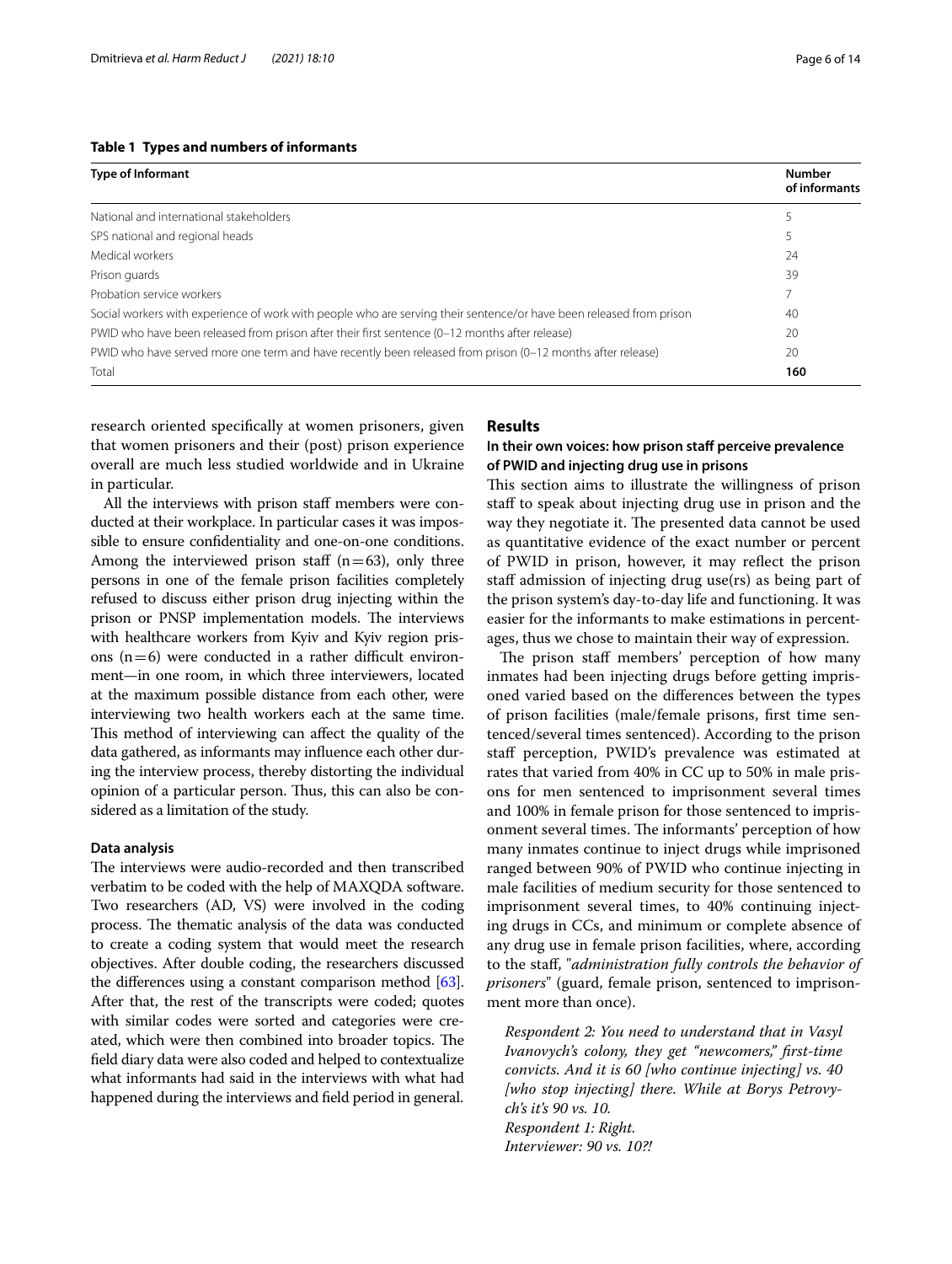**Table 1 Types and numbers of informants**

| Type of Informant | Number of informants |
|---|---|
| National and international stakeholders | 5 |
| SPS national and regional heads | 5 |
| Medical workers | 24 |
| Prison guards | 39 |
| Probation service workers | 7 |
| Social workers with experience of work with people who are serving their sentence/or have been released from prison | 40 |
| PWID who have been released from prison after their first sentence (0–12 months after release) | 20 |
| PWID who have served more one term and have recently been released from prison (0–12 months after release) | 20 |
| Total | **160** |

research oriented specifically at women prisoners, given that women prisoners and their (post) prison experience overall are much less studied worldwide and in Ukraine in particular.

All the interviews with prison staff members were conducted at their workplace. In particular cases it was impossible to ensure confidentiality and one-on-one conditions. Among the interviewed prison staff ($n = 63$), only three persons in one of the female prison facilities completely refused to discuss either prison drug injecting within the prison or PNSP implementation models. The interviews with healthcare workers from Kyiv and Kyiv region prisons ($n = 6$) were conducted in a rather difficult environment—in one room, in which three interviewers, located at the maximum possible distance from each other, were interviewing two health workers each at the same time. This method of interviewing can affect the quality of the data gathered, as informants may influence each other during the interview process, thereby distorting the individual opinion of a particular person. Thus, this can also be considered as a limitation of the study.

### Data analysis

The interviews were audio-recorded and then transcribed verbatim to be coded with the help of MAXQDA software. Two researchers (AD, VS) were involved in the coding process. The thematic analysis of the data was conducted to create a coding system that would meet the research objectives. After double coding, the researchers discussed the differences using a constant comparison method [63]. After that, the rest of the transcripts were coded; quotes with similar codes were sorted and categories were created, which were then combined into broader topics. The field diary data were also coded and helped to contextualize what informants had said in the interviews with what had happened during the interviews and field period in general.

## Results

### In their own voices: how prison staff perceive prevalence of PWID and injecting drug use in prisons

This section aims to illustrate the willingness of prison staff to speak about injecting drug use in prison and the way they negotiate it. The presented data cannot be used as quantitative evidence of the exact number or percent of PWID in prison, however, it may reflect the prison staff admission of injecting drug use(rs) as being part of the prison system's day-to-day life and functioning. It was easier for the informants to make estimations in percentages, thus we chose to maintain their way of expression.

The prison staff members' perception of how many inmates had been injecting drugs before getting imprisoned varied based on the differences between the types of prison facilities (male/female prisons, first time sentenced/several times sentenced). According to the prison staff perception, PWID's prevalence was estimated at rates that varied from 40% in CC up to 50% in male prisons for men sentenced to imprisonment several times and 100% in female prison for those sentenced to imprisonment several times. The informants' perception of how many inmates continue to inject drugs while imprisoned ranged between 90% of PWID who continue injecting in male facilities of medium security for those sentenced to imprisonment several times, to 40% continuing injecting drugs in CCs, and minimum or complete absence of any drug use in female prison facilities, where, according to the staff, "*administration fully controls the behavior of prisoners*" (guard, female prison, sentenced to imprisonment more than once).

> *Respondent 2: You need to understand that in Vasyl Ivanovych's colony, they get "newcomers," first-time convicts. And it is 60 [who continue injecting] vs. 40 [who stop injecting] there. While at Borys Petrovych's it's 90 vs. 10.*
> *Respondent 1: Right.*
> *Interviewer: 90 vs. 10?!*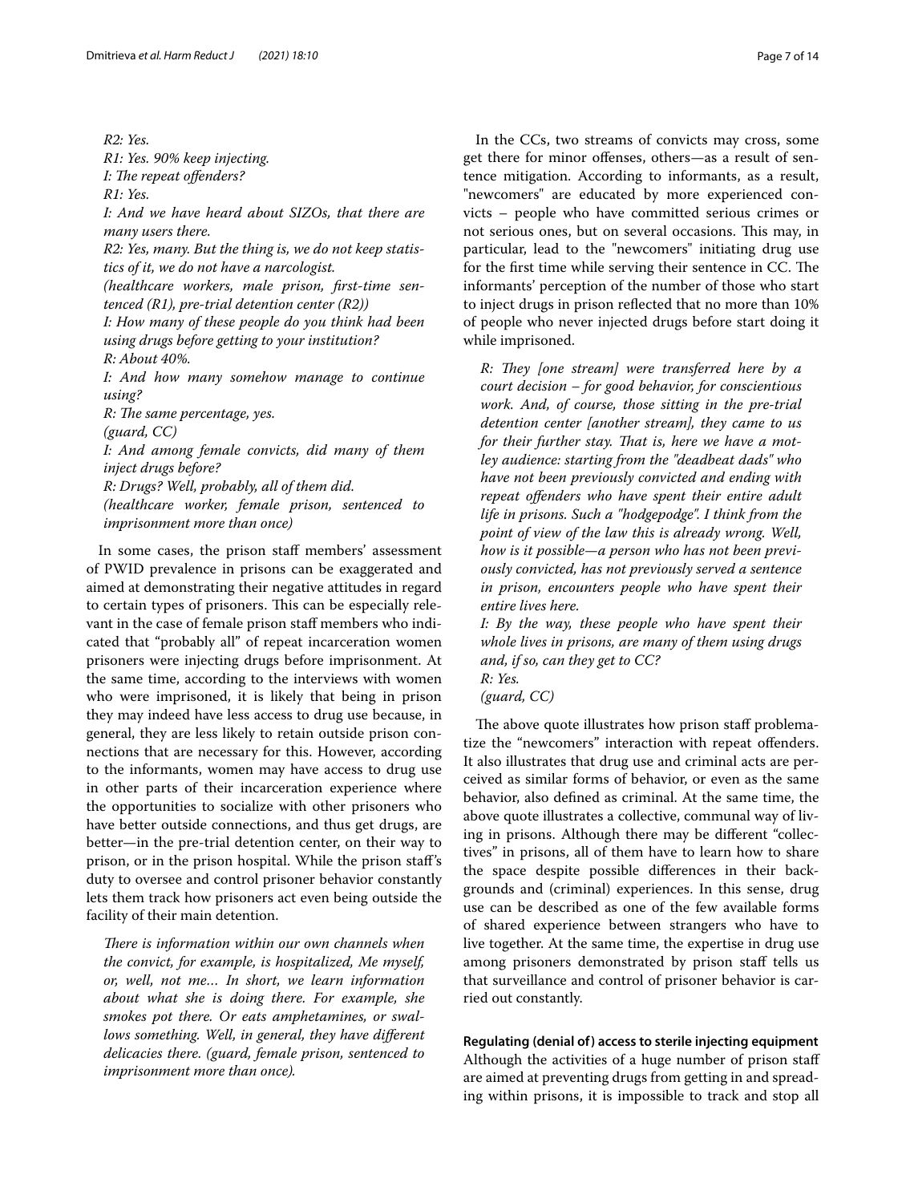*R2: Yes.*

*R1: Yes. 90% keep injecting.*

*I: The repeat offenders?*

*R1: Yes.*

*I: And we have heard about SIZOs, that there are many users there.*

*R2: Yes, many. But the thing is, we do not keep statistics of it, we do not have a narcologist.*

*(healthcare workers, male prison, first-time sentenced (R1), pre-trial detention center (R2))*

*I: How many of these people do you think had been using drugs before getting to your institution?*

*R: About 40%.*

*I: And how many somehow manage to continue using?*

*R: The same percentage, yes.*

*(guard, CC)*

*I: And among female convicts, did many of them inject drugs before?*

*R: Drugs? Well, probably, all of them did.*

*(healthcare worker, female prison, sentenced to imprisonment more than once)*

In some cases, the prison staff members' assessment of PWID prevalence in prisons can be exaggerated and aimed at demonstrating their negative attitudes in regard to certain types of prisoners. This can be especially relevant in the case of female prison staff members who indicated that "probably all" of repeat incarceration women prisoners were injecting drugs before imprisonment. At the same time, according to the interviews with women who were imprisoned, it is likely that being in prison they may indeed have less access to drug use because, in general, they are less likely to retain outside prison connections that are necessary for this. However, according to the informants, women may have access to drug use in other parts of their incarceration experience where the opportunities to socialize with other prisoners who have better outside connections, and thus get drugs, are better—in the pre-trial detention center, on their way to prison, or in the prison hospital. While the prison staff's duty to oversee and control prisoner behavior constantly lets them track how prisoners act even being outside the facility of their main detention.

*There is information within our own channels when the convict, for example, is hospitalized, Me myself, or, well, not me… In short, we learn information about what she is doing there. For example, she smokes pot there. Or eats amphetamines, or swallows something. Well, in general, they have different delicacies there. (guard, female prison, sentenced to imprisonment more than once).*

In the CCs, two streams of convicts may cross, some get there for minor offenses, others—as a result of sentence mitigation. According to informants, as a result, "newcomers" are educated by more experienced convicts – people who have committed serious crimes or not serious ones, but on several occasions. This may, in particular, lead to the "newcomers" initiating drug use for the first time while serving their sentence in CC. The informants' perception of the number of those who start to inject drugs in prison reflected that no more than 10% of people who never injected drugs before start doing it while imprisoned.

*R: They [one stream] were transferred here by a court decision – for good behavior, for conscientious work. And, of course, those sitting in the pre-trial detention center [another stream], they came to us for their further stay. That is, here we have a motley audience: starting from the "deadbeat dads" who have not been previously convicted and ending with repeat offenders who have spent their entire adult life in prisons. Such a "hodgepodge". I think from the point of view of the law this is already wrong. Well, how is it possible—a person who has not been previously convicted, has not previously served a sentence in prison, encounters people who have spent their entire lives here.*

*I: By the way, these people who have spent their whole lives in prisons, are many of them using drugs and, if so, can they get to CC?*

*R: Yes.*

*(guard, CC)*

The above quote illustrates how prison staff problematize the "newcomers" interaction with repeat offenders. It also illustrates that drug use and criminal acts are perceived as similar forms of behavior, or even as the same behavior, also defined as criminal. At the same time, the above quote illustrates a collective, communal way of living in prisons. Although there may be different "collectives" in prisons, all of them have to learn how to share the space despite possible differences in their backgrounds and (criminal) experiences. In this sense, drug use can be described as one of the few available forms of shared experience between strangers who have to live together. At the same time, the expertise in drug use among prisoners demonstrated by prison staff tells us that surveillance and control of prisoner behavior is carried out constantly.

**Regulating (denial of) access to sterile injecting equipment**

Although the activities of a huge number of prison staff are aimed at preventing drugs from getting in and spreading within prisons, it is impossible to track and stop all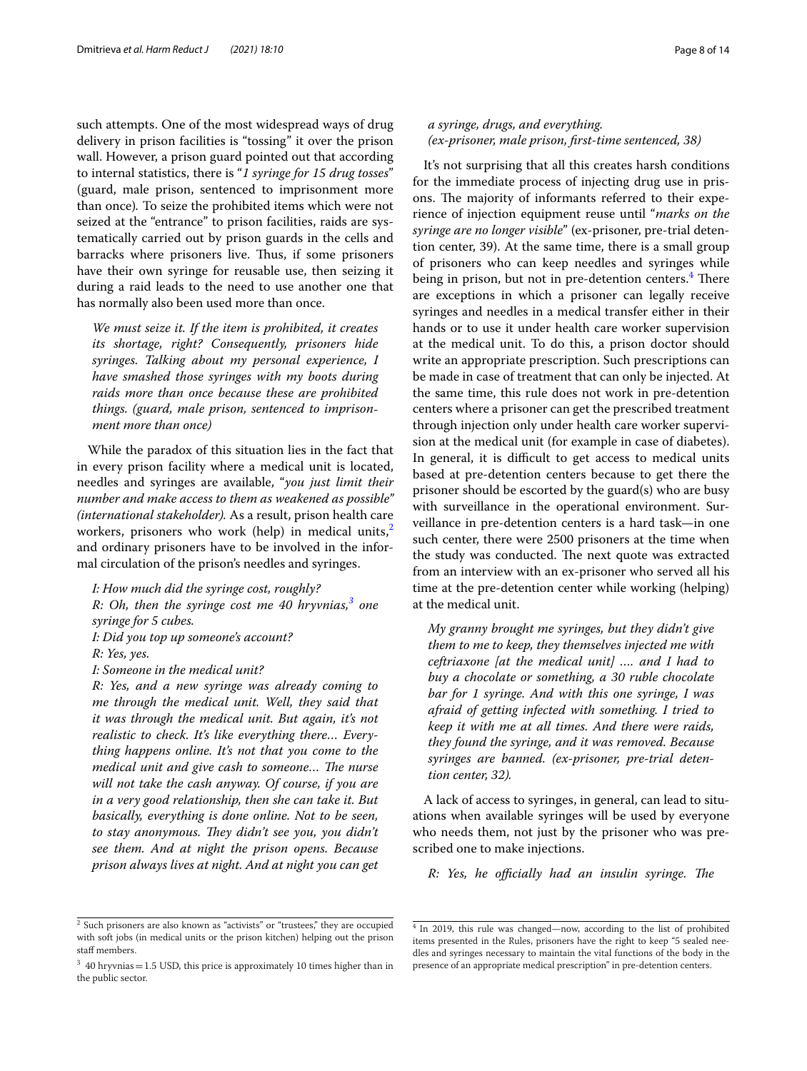such attempts. One of the most widespread ways of drug delivery in prison facilities is "tossing" it over the prison wall. However, a prison guard pointed out that according to internal statistics, there is "*1 syringe for 15 drug tosses*" (guard, male prison, sentenced to imprisonment more than once). To seize the prohibited items which were not seized at the "entrance" to prison facilities, raids are systematically carried out by prison guards in the cells and barracks where prisoners live. Thus, if some prisoners have their own syringe for reusable use, then seizing it during a raid leads to the need to use another one that has normally also been used more than once.

> *We must seize it. If the item is prohibited, it creates its shortage, right? Consequently, prisoners hide syringes. Talking about my personal experience, I have smashed those syringes with my boots during raids more than once because these are prohibited things. (guard, male prison, sentenced to imprisonment more than once)*

While the paradox of this situation lies in the fact that in every prison facility where a medical unit is located, needles and syringes are available, "*you just limit their number and make access to them as weakened as possible*" *(international stakeholder)*. As a result, prison health care workers, prisoners who work (help) in medical units,[2] and ordinary prisoners have to be involved in the informal circulation of the prison's needles and syringes.

> *I: How much did the syringe cost, roughly?*
> *R: Oh, then the syringe cost me 40 hryvnias,[3] one syringe for 5 cubes.*
> *I: Did you top up someone's account?*
> *R: Yes, yes.*
> *I: Someone in the medical unit?*
> *R: Yes, and a new syringe was already coming to me through the medical unit. Well, they said that it was through the medical unit. But again, it's not realistic to check. It's like everything there… Everything happens online. It's not that you come to the medical unit and give cash to someone… The nurse will not take the cash anyway. Of course, if you are in a very good relationship, then she can take it. But basically, everything is done online. Not to be seen, to stay anonymous. They didn't see you, you didn't see them. And at night the prison opens. Because prison always lives at night. And at night you can get a syringe, drugs, and everything.*
> *(ex-prisoner, male prison, first-time sentenced, 38)*

It's not surprising that all this creates harsh conditions for the immediate process of injecting drug use in prisons. The majority of informants referred to their experience of injection equipment reuse until "*marks on the syringe are no longer visible*" (ex-prisoner, pre-trial detention center, 39). At the same time, there is a small group of prisoners who can keep needles and syringes while being in prison, but not in pre-detention centers.[4] There are exceptions in which a prisoner can legally receive syringes and needles in a medical transfer either in their hands or to use it under health care worker supervision at the medical unit. To do this, a prison doctor should write an appropriate prescription. Such prescriptions can be made in case of treatment that can only be injected. At the same time, this rule does not work in pre-detention centers where a prisoner can get the prescribed treatment through injection only under health care worker supervision at the medical unit (for example in case of diabetes). In general, it is difficult to get access to medical units based at pre-detention centers because to get there the prisoner should be escorted by the guard(s) who are busy with surveillance in the operational environment. Surveillance in pre-detention centers is a hard task—in one such center, there were 2500 prisoners at the time when the study was conducted. The next quote was extracted from an interview with an ex-prisoner who served all his time at the pre-detention center while working (helping) at the medical unit.

> *My granny brought me syringes, but they didn't give them to me to keep, they themselves injected me with ceftriaxone [at the medical unit] …. and I had to buy a chocolate or something, a 30 ruble chocolate bar for 1 syringe. And with this one syringe, I was afraid of getting infected with something. I tried to keep it with me at all times. And there were raids, they found the syringe, and it was removed. Because syringes are banned. (ex-prisoner, pre-trial detention center, 32).*

A lack of access to syringes, in general, can lead to situations when available syringes will be used by everyone who needs them, not just by the prisoner who was prescribed one to make injections.

> *R: Yes, he officially had an insulin syringe. The*

[2] Such prisoners are also known as "activists" or "trustees," they are occupied with soft jobs (in medical units or the prison kitchen) helping out the prison staff members.

[3] 40 hryvnias = 1.5 USD, this price is approximately 10 times higher than in the public sector.

[4] In 2019, this rule was changed—now, according to the list of prohibited items presented in the Rules, prisoners have the right to keep "5 sealed needles and syringes necessary to maintain the vital functions of the body in the presence of an appropriate medical prescription" in pre-detention centers.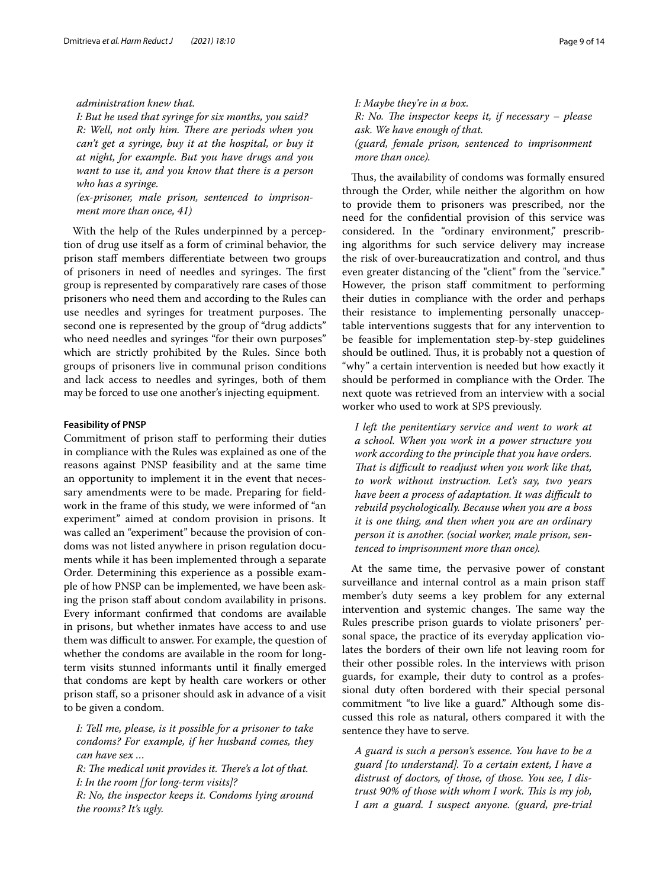*administration knew that.*

*I: But he used that syringe for six months, you said?*

*R: Well, not only him. There are periods when you can't get a syringe, buy it at the hospital, or buy it at night, for example. But you have drugs and you want to use it, and you know that there is a person who has a syringe.*

*(ex-prisoner, male prison, sentenced to imprisonment more than once, 41)*

With the help of the Rules underpinned by a perception of drug use itself as a form of criminal behavior, the prison staff members differentiate between two groups of prisoners in need of needles and syringes. The first group is represented by comparatively rare cases of those prisoners who need them and according to the Rules can use needles and syringes for treatment purposes. The second one is represented by the group of "drug addicts" who need needles and syringes "for their own purposes" which are strictly prohibited by the Rules. Since both groups of prisoners live in communal prison conditions and lack access to needles and syringes, both of them may be forced to use one another's injecting equipment.

#### Feasibility of PNSP

Commitment of prison staff to performing their duties in compliance with the Rules was explained as one of the reasons against PNSP feasibility and at the same time an opportunity to implement it in the event that necessary amendments were to be made. Preparing for fieldwork in the frame of this study, we were informed of "an experiment" aimed at condom provision in prisons. It was called an "experiment" because the provision of condoms was not listed anywhere in prison regulation documents while it has been implemented through a separate Order. Determining this experience as a possible example of how PNSP can be implemented, we have been asking the prison staff about condom availability in prisons. Every informant confirmed that condoms are available in prisons, but whether inmates have access to and use them was difficult to answer. For example, the question of whether the condoms are available in the room for long-term visits stunned informants until it finally emerged that condoms are kept by health care workers or other prison staff, so a prisoner should ask in advance of a visit to be given a condom.

*I: Tell me, please, is it possible for a prisoner to take condoms? For example, if her husband comes, they can have sex ...*

*R: The medical unit provides it. There's a lot of that.*

*I: In the room [for long-term visits]?*

*R: No, the inspector keeps it. Condoms lying around the rooms? It's ugly.*

*I: Maybe they're in a box.*

*R: No. The inspector keeps it, if necessary – please ask. We have enough of that.*

*(guard, female prison, sentenced to imprisonment more than once).*

Thus, the availability of condoms was formally ensured through the Order, while neither the algorithm on how to provide them to prisoners was prescribed, nor the need for the confidential provision of this service was considered. In the "ordinary environment," prescribing algorithms for such service delivery may increase the risk of over-bureaucratization and control, and thus even greater distancing of the "client" from the "service." However, the prison staff commitment to performing their duties in compliance with the order and perhaps their resistance to implementing personally unacceptable interventions suggests that for any intervention to be feasible for implementation step-by-step guidelines should be outlined. Thus, it is probably not a question of "why" a certain intervention is needed but how exactly it should be performed in compliance with the Order. The next quote was retrieved from an interview with a social worker who used to work at SPS previously.

*I left the penitentiary service and went to work at a school. When you work in a power structure you work according to the principle that you have orders. That is difficult to readjust when you work like that, to work without instruction. Let's say, two years have been a process of adaptation. It was difficult to rebuild psychologically. Because when you are a boss it is one thing, and then when you are an ordinary person it is another. (social worker, male prison, sentenced to imprisonment more than once).*

At the same time, the pervasive power of constant surveillance and internal control as a main prison staff member's duty seems a key problem for any external intervention and systemic changes. The same way the Rules prescribe prison guards to violate prisoners' personal space, the practice of its everyday application violates the borders of their own life not leaving room for their other possible roles. In the interviews with prison guards, for example, their duty to control as a professional duty often bordered with their special personal commitment "to live like a guard." Although some discussed this role as natural, others compared it with the sentence they have to serve.

*A guard is such a person's essence. You have to be a guard [to understand]. To a certain extent, I have a distrust of doctors, of those, of those. You see, I distrust 90% of those with whom I work. This is my job, I am a guard. I suspect anyone. (guard, pre-trial*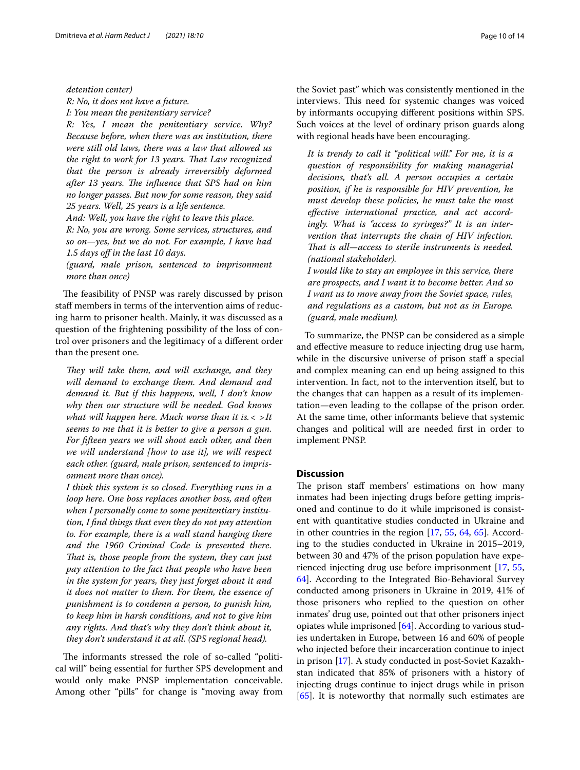*detention center)*

*R: No, it does not have a future.*

*I: You mean the penitentiary service?*

*R: Yes, I mean the penitentiary service. Why? Because before, when there was an institution, there were still old laws, there was a law that allowed us the right to work for 13 years. That Law recognized that the person is already irreversibly deformed after 13 years. The influence that SPS had on him no longer passes. But now for some reason, they said 25 years. Well, 25 years is a life sentence.*

*And: Well, you have the right to leave this place.*

*R: No, you are wrong. Some services, structures, and so on—yes, but we do not. For example, I have had 1.5 days off in the last 10 days.*

*(guard, male prison, sentenced to imprisonment more than once)*

The feasibility of PNSP was rarely discussed by prison staff members in terms of the intervention aims of reducing harm to prisoner health. Mainly, it was discussed as a question of the frightening possibility of the loss of control over prisoners and the legitimacy of a different order than the present one.

> *They will take them, and will exchange, and they will demand to exchange them. And demand and demand it. But if this happens, well, I don't know why then our structure will be needed. God knows what will happen here. Much worse than it is.< >It seems to me that it is better to give a person a gun. For fifteen years we will shoot each other, and then we will understand [how to use it], we will respect each other. (guard, male prison, sentenced to imprisonment more than once).*
>
> *I think this system is so closed. Everything runs in a loop here. One boss replaces another boss, and often when I personally come to some penitentiary institution, I find things that even they do not pay attention to. For example, there is a wall stand hanging there and the 1960 Criminal Code is presented there. That is, those people from the system, they can just pay attention to the fact that people who have been in the system for years, they just forget about it and it does not matter to them. For them, the essence of punishment is to condemn a person, to punish him, to keep him in harsh conditions, and not to give him any rights. And that's why they don't think about it, they don't understand it at all. (SPS regional head).*

The informants stressed the role of so-called "political will" being essential for further SPS development and would only make PNSP implementation conceivable. Among other "pills" for change is "moving away from the Soviet past" which was consistently mentioned in the interviews. This need for systemic changes was voiced by informants occupying different positions within SPS. Such voices at the level of ordinary prison guards along with regional heads have been encouraging.

> *It is trendy to call it "political will." For me, it is a question of responsibility for making managerial decisions, that's all. A person occupies a certain position, if he is responsible for HIV prevention, he must develop these policies, he must take the most effective international practice, and act accordingly. What is "access to syringes?" It is an intervention that interrupts the chain of HIV infection. That is all—access to sterile instruments is needed. (national stakeholder).*
>
> *I would like to stay an employee in this service, there are prospects, and I want it to become better. And so I want us to move away from the Soviet space, rules, and regulations as a custom, but not as in Europe. (guard, male medium).*

To summarize, the PNSP can be considered as a simple and effective measure to reduce injecting drug use harm, while in the discursive universe of prison staff a special and complex meaning can end up being assigned to this intervention. In fact, not to the intervention itself, but to the changes that can happen as a result of its implementation—even leading to the collapse of the prison order. At the same time, other informants believe that systemic changes and political will are needed first in order to implement PNSP.

## Discussion

The prison staff members' estimations on how many inmates had been injecting drugs before getting imprisoned and continue to do it while imprisoned is consistent with quantitative studies conducted in Ukraine and in other countries in the region [17, 55, 64, 65]. According to the studies conducted in Ukraine in 2015–2019, between 30 and 47% of the prison population have experienced injecting drug use before imprisonment [17, 55, 64]. According to the Integrated Bio-Behavioral Survey conducted among prisoners in Ukraine in 2019, 41% of those prisoners who replied to the question on other inmates' drug use, pointed out that other prisoners inject opiates while imprisoned [64]. According to various studies undertaken in Europe, between 16 and 60% of people who injected before their incarceration continue to inject in prison [17]. A study conducted in post-Soviet Kazakhstan indicated that 85% of prisoners with a history of injecting drugs continue to inject drugs while in prison [65]. It is noteworthy that normally such estimates are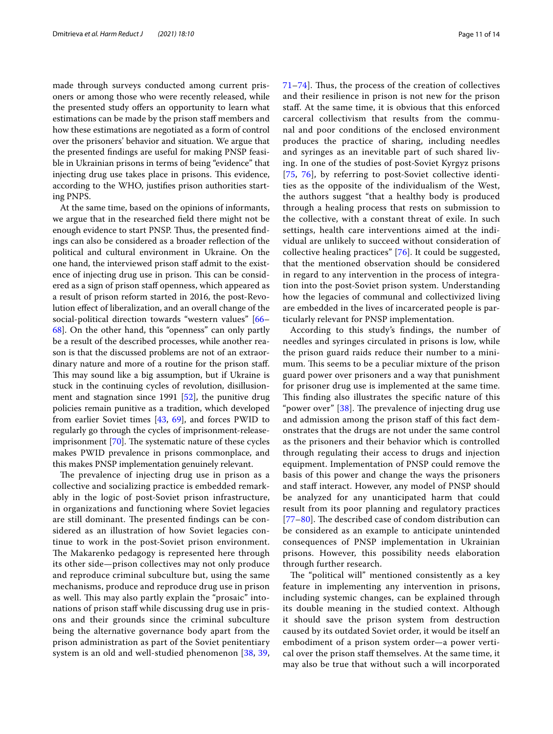made through surveys conducted among current prisoners or among those who were recently released, while the presented study offers an opportunity to learn what estimations can be made by the prison staff members and how these estimations are negotiated as a form of control over the prisoners' behavior and situation. We argue that the presented findings are useful for making PNSP feasible in Ukrainian prisons in terms of being "evidence" that injecting drug use takes place in prisons. This evidence, according to the WHO, justifies prison authorities starting PNPS.

At the same time, based on the opinions of informants, we argue that in the researched field there might not be enough evidence to start PNSP. Thus, the presented findings can also be considered as a broader reflection of the political and cultural environment in Ukraine. On the one hand, the interviewed prison staff admit to the existence of injecting drug use in prison. This can be considered as a sign of prison staff openness, which appeared as a result of prison reform started in 2016, the post-Revolution effect of liberalization, and an overall change of the social-political direction towards "western values" [66–68]. On the other hand, this "openness" can only partly be a result of the described processes, while another reason is that the discussed problems are not of an extraordinary nature and more of a routine for the prison staff. This may sound like a big assumption, but if Ukraine is stuck in the continuing cycles of revolution, disillusionment and stagnation since 1991 [52], the punitive drug policies remain punitive as a tradition, which developed from earlier Soviet times [43, 69], and forces PWID to regularly go through the cycles of imprisonment-release-imprisonment [70]. The systematic nature of these cycles makes PWID prevalence in prisons commonplace, and this makes PNSP implementation genuinely relevant.

The prevalence of injecting drug use in prison as a collective and socializing practice is embedded remarkably in the logic of post-Soviet prison infrastructure, in organizations and functioning where Soviet legacies are still dominant. The presented findings can be considered as an illustration of how Soviet legacies continue to work in the post-Soviet prison environment. The Makarenko pedagogy is represented here through its other side—prison collectives may not only produce and reproduce criminal subculture but, using the same mechanisms, produce and reproduce drug use in prison as well. This may also partly explain the "prosaic" intonations of prison staff while discussing drug use in prisons and their grounds since the criminal subculture being the alternative governance body apart from the prison administration as part of the Soviet penitentiary system is an old and well-studied phenomenon [38, 39, 71–74]. Thus, the process of the creation of collectives and their resilience in prison is not new for the prison staff. At the same time, it is obvious that this enforced carceral collectivism that results from the communal and poor conditions of the enclosed environment produces the practice of sharing, including needles and syringes as an inevitable part of such shared living. In one of the studies of post-Soviet Kyrgyz prisons [75, 76], by referring to post-Soviet collective identities as the opposite of the individualism of the West, the authors suggest "that a healthy body is produced through a healing process that rests on submission to the collective, with a constant threat of exile. In such settings, health care interventions aimed at the individual are unlikely to succeed without consideration of collective healing practices" [76]. It could be suggested, that the mentioned observation should be considered in regard to any intervention in the process of integration into the post-Soviet prison system. Understanding how the legacies of communal and collectivized living are embedded in the lives of incarcerated people is particularly relevant for PNSP implementation.

According to this study's findings, the number of needles and syringes circulated in prisons is low, while the prison guard raids reduce their number to a minimum. This seems to be a peculiar mixture of the prison guard power over prisoners and a way that punishment for prisoner drug use is implemented at the same time. This finding also illustrates the specific nature of this "power over" [38]. The prevalence of injecting drug use and admission among the prison staff of this fact demonstrates that the drugs are not under the same control as the prisoners and their behavior which is controlled through regulating their access to drugs and injection equipment. Implementation of PNSP could remove the basis of this power and change the ways the prisoners and staff interact. However, any model of PNSP should be analyzed for any unanticipated harm that could result from its poor planning and regulatory practices [77–80]. The described case of condom distribution can be considered as an example to anticipate unintended consequences of PNSP implementation in Ukrainian prisons. However, this possibility needs elaboration through further research.

The "political will" mentioned consistently as a key feature in implementing any intervention in prisons, including systemic changes, can be explained through its double meaning in the studied context. Although it should save the prison system from destruction caused by its outdated Soviet order, it would be itself an embodiment of a prison system order—a power vertical over the prison staff themselves. At the same time, it may also be true that without such a will incorporated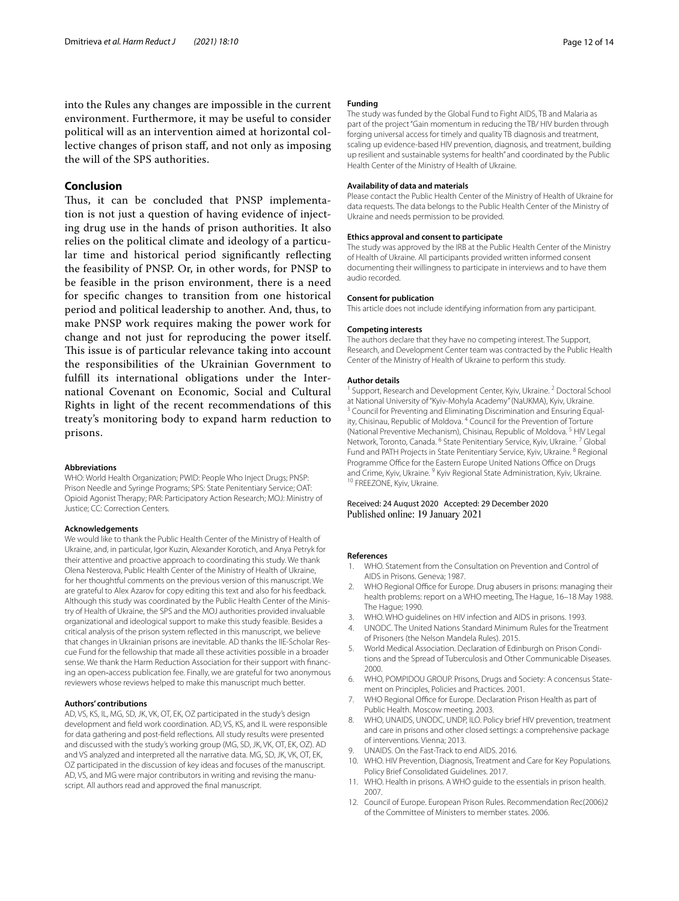into the Rules any changes are impossible in the current environment. Furthermore, it may be useful to consider political will as an intervention aimed at horizontal collective changes of prison staff, and not only as imposing the will of the SPS authorities.

## Conclusion

Thus, it can be concluded that PNSP implementation is not just a question of having evidence of injecting drug use in the hands of prison authorities. It also relies on the political climate and ideology of a particular time and historical period significantly reflecting the feasibility of PNSP. Or, in other words, for PNSP to be feasible in the prison environment, there is a need for specific changes to transition from one historical period and political leadership to another. And, thus, to make PNSP work requires making the power work for change and not just for reproducing the power itself. This issue is of particular relevance taking into account the responsibilities of the Ukrainian Government to fulfill its international obligations under the International Covenant on Economic, Social and Cultural Rights in light of the recent recommendations of this treaty's monitoring body to expand harm reduction to prisons.

#### Abbreviations

WHO: World Health Organization; PWID: People Who Inject Drugs; PNSP: Prison Needle and Syringe Programs; SPS: State Penitentiary Service; OAT: Opioid Agonist Therapy; PAR: Participatory Action Research; MOJ: Ministry of Justice; CC: Correction Centers.

#### Acknowledgements

We would like to thank the Public Health Center of the Ministry of Health of Ukraine, and, in particular, Igor Kuzin, Alexander Korotich, and Anya Petryk for their attentive and proactive approach to coordinating this study. We thank Olena Nesterova, Public Health Center of the Ministry of Health of Ukraine, for her thoughtful comments on the previous version of this manuscript. We are grateful to Alex Azarov for copy editing this text and also for his feedback. Although this study was coordinated by the Public Health Center of the Ministry of Health of Ukraine, the SPS and the MOJ authorities provided invaluable organizational and ideological support to make this study feasible. Besides a critical analysis of the prison system reflected in this manuscript, we believe that changes in Ukrainian prisons are inevitable. AD thanks the IIE-Scholar Rescue Fund for the fellowship that made all these activities possible in a broader sense. We thank the Harm Reduction Association for their support with financing an open-access publication fee. Finally, we are grateful for two anonymous reviewers whose reviews helped to make this manuscript much better.

#### Authors' contributions

AD, VS, KS, IL, MG, SD, JK, VK, OT, EK, OZ participated in the study's design development and field work coordination. AD, VS, KS, and IL were responsible for data gathering and post-field reflections. All study results were presented and discussed with the study's working group (MG, SD, JK, VK, OT, EK, OZ). AD and VS analyzed and interpreted all the narrative data. MG, SD, JK, VK, OT, EK, OZ participated in the discussion of key ideas and focuses of the manuscript. AD, VS, and MG were major contributors in writing and revising the manuscript. All authors read and approved the final manuscript.

#### Funding

The study was funded by the Global Fund to Fight AIDS, TB and Malaria as part of the project "Gain momentum in reducing the TB/ HIV burden through forging universal access for timely and quality TB diagnosis and treatment, scaling up evidence-based HIV prevention, diagnosis, and treatment, building up resilient and sustainable systems for health" and coordinated by the Public Health Center of the Ministry of Health of Ukraine.

#### Availability of data and materials

Please contact the Public Health Center of the Ministry of Health of Ukraine for data requests. The data belongs to the Public Health Center of the Ministry of Ukraine and needs permission to be provided.

#### Ethics approval and consent to participate

The study was approved by the IRB at the Public Health Center of the Ministry of Health of Ukraine. All participants provided written informed consent documenting their willingness to participate in interviews and to have them audio recorded.

#### Consent for publication

This article does not include identifying information from any participant.

#### Competing interests

The authors declare that they have no competing interest. The Support, Research, and Development Center team was contracted by the Public Health Center of the Ministry of Health of Ukraine to perform this study.

#### Author details

[1] Support, Research and Development Center, Kyiv, Ukraine. [2] Doctoral School at National University of "Kyiv-Mohyla Academy" (NaUKMA), Kyiv, Ukraine. [3] Council for Preventing and Eliminating Discrimination and Ensuring Equality, Chisinau, Republic of Moldova. [4] Council for the Prevention of Torture (National Preventive Mechanism), Chisinau, Republic of Moldova. [5] HIV Legal Network, Toronto, Canada. [6] State Penitentiary Service, Kyiv, Ukraine. [7] Global Fund and PATH Projects in State Penitentiary Service, Kyiv, Ukraine. [8] Regional Programme Office for the Eastern Europe United Nations Office on Drugs and Crime, Kyiv, Ukraine. [9] Kyiv Regional State Administration, Kyiv, Ukraine. [10] FREEZONE, Kyiv, Ukraine.

Received: 24 August 2020 Accepted: 29 December 2020
Published online: 19 January 2021

#### References

1. WHO. Statement from the Consultation on Prevention and Control of AIDS in Prisons. Geneva; 1987.
2. WHO Regional Office for Europe. Drug abusers in prisons: managing their health problems: report on a WHO meeting, The Hague, 16–18 May 1988. The Hague; 1990.
3. WHO. WHO guidelines on HIV infection and AIDS in prisons. 1993.
4. UNODC. The United Nations Standard Minimum Rules for the Treatment of Prisoners (the Nelson Mandela Rules). 2015.
5. World Medical Association. Declaration of Edinburgh on Prison Conditions and the Spread of Tuberculosis and Other Communicable Diseases. 2000.
6. WHO, POMPIDOU GROUP. Prisons, Drugs and Society: A concensus Statement on Principles, Policies and Practices. 2001.
7. WHO Regional Office for Europe. Declaration Prison Health as part of Public Health. Moscow meeting. 2003.
8. WHO, UNAIDS, UNODC, UNDP, ILO. Policy brief HIV prevention, treatment and care in prisons and other closed settings: a comprehensive package of interventions. Vienna; 2013.
9. UNAIDS. On the Fast-Track to end AIDS. 2016.
10. WHO. HIV Prevention, Diagnosis, Treatment and Care for Key Populations. Policy Brief Consolidated Guidelines. 2017.
11. WHO. Health in prisons. A WHO guide to the essentials in prison health. 2007.
12. Council of Europe. European Prison Rules. Recommendation Rec(2006)2 of the Committee of Ministers to member states. 2006.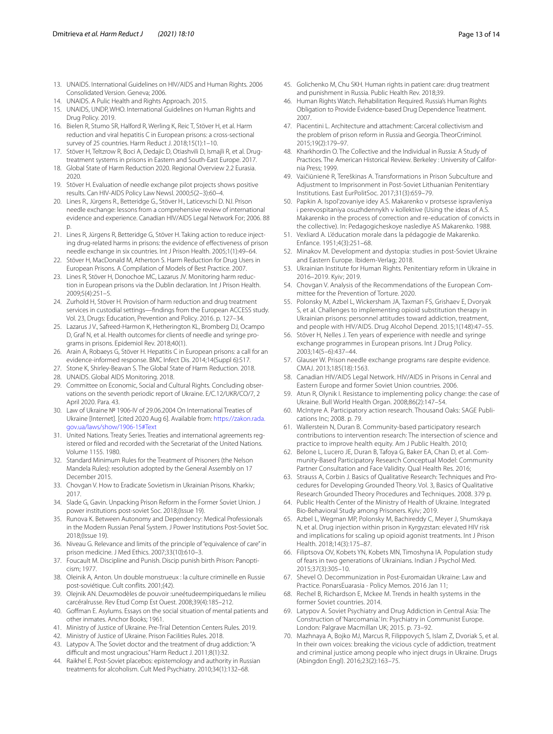13. UNAIDS. International Guidelines on HIV/AIDS and Human Rights. 2006 Consolidated Version. Geneva; 2006.
14. UNAIDS. A Pulic Health and Rights Approach. 2015.
15. UNAIDS, UNDP, WHO. International Guidelines on Human Rights and Drug Policy. 2019.
16. Bielen R, Stumo SR, Halford R, Werling K, Reic T, Stöver H, et al. Harm reduction and viral hepatitis C in European prisons: a cross-sectional survey of 25 countries. Harm Reduct J. 2018;15(1):1–10.
17. Stöver H, Teltzrow R, Boci A, Dedajic D, Otiashvili D, Ismajli R, et al. Drug-treatment systems in prisons in Eastern and South-East Europe. 2017.
18. Global State of Harm Reduction 2020. Regional Overview 2.2 Eurasia. 2020.
19. Stöver H. Evaluation of needle exchange pilot projects shows positive results. Can HIV-AIDS Policy Law Newsl. 2000;5(2–3):60–4.
20. Lines R., Jürgens R., Betteridge G., Stöver H., Laticevschi D. NJ. Prison needle exchange: lessons from a comprehensive review of international evidence and experience. Canadian HIV/AIDS Legal Network For; 2006. 88 p.
21. Lines R, Jürgens R, Betteridge G, Stöver H. Taking action to reduce injecting drug-related harms in prisons: the evidence of effectiveness of prison needle exchange in six countries. Int J Prison Health. 2005;1(1):49–64.
22. Stöver H, MacDonald M, Atherton S. Harm Reduction for Drug Users in European Prisons. A Compilation of Models of Best Practice. 2007.
23. Lines R, Stöver H, Donochoe MC, Lazarus JV. Monitoring harm reduction in European prisons via the Dublin declaration. Int J Prison Health. 2009;5(4):251–5.
24. Zurhold H, Stöver H. Provision of harm reduction and drug treatment services in custodial settings—findings from the European ACCESS study. Vol. 23, Drugs: Education, Prevention and Policy. 2016. p. 127–34.
25. Lazarus J V., Safreed-Harmon K, Hetherington KL, Bromberg DJ, Ocampo D, Graf N, et al. Health outcomes for clients of needle and syringe programs in prisons. Epidemiol Rev. 2018;40(1).
26. Arain A, Robaeys G, Stöver H. Hepatitis C in European prisons: a call for an evidence-informed response. BMC Infect Dis. 2014;14(Suppl 6):S17.
27. Stone K, Shirley-Beavan S. The Global State of Harm Reduction. 2018.
28. UNAIDS. Global AIDS Monitoring. 2018.
29. Committee on Economic, Social and Cultural Rights. Concluding observations on the seventh periodic report of Ukraine. E/C.12/UKR/CO/7, 2 April 2020. Para. 43.
30. Law of Ukraine № 1906-IV of 29.06.2004 On International Treaties of Ukraine [Internet]. [cited 2020 Aug 6]. Available from: https://zakon.rada.gov.ua/laws/show/1906-15#Text
31. United Nations. Treaty Series. Treaties and international agreements registered or filed and recorded with the Secretariat of the United Nations. Volume 1155. 1980.
32. Standard Minimum Rules for the Treatment of Prisoners (the Nelson Mandela Rules): resolution adopted by the General Assembly on 17 December 2015.
33. Chovgan V. How to Eradicate Sovietism in Ukrainian Prisons. Kharkiv; 2017.
34. Slade G, Gavin. Unpacking Prison Reform in the Former Soviet Union. J power institutions post-soviet Soc. 2018;(Issue 19).
35. Runova K. Between Autonomy and Dependency: Medical Professionals in the Modern Russian Penal System. J Power Institutions Post-Soviet Soc. 2018;(Issue 19).
36. Niveau G. Relevance and limits of the principle of "equivalence of care" in prison medicine. J Med Ethics. 2007;33(10):610–3.
37. Foucault M. Discipline and Punish. Discip punish birth Prison: Panopticism; 1977.
38. Oleinik A, Anton. Un double monstrueux : la culture criminelle en Russie post-soviétique. Cult conflits. 2001;(42).
39. Olejnik AN. Deuxmodèles de pouvoir :uneétudeempiriquedans le milieu carcéralrusse. Rev Etud Comp Est Ouest. 2008;39(4):185–212.
40. Goffman E. Asylums. Essays on the social situation of mental patients and other inmates. Anchor Books; 1961.
41. Ministry of Justice of Ukraine. Pre-Trial Detention Centers Rules. 2019.
42. Ministry of Justice of Ukraine. Prison Facilities Rules. 2018.
43. Latypov A. The Soviet doctor and the treatment of drug addiction: "A difficult and most ungracious." Harm Reduct J. 2011;8(1):32.
44. Raikhel E. Post-Soviet placebos: epistemology and authority in Russian treatments for alcoholism. Cult Med Psychiatry. 2010;34(1):132–68.
45. Golichenko M, Chu SKH. Human rights in patient care: drug treatment and punishment in Russia. Public Health Rev. 2018;39.
46. Human Rights Watch. Rehabilitation Required. Russia's Human Rights Obligation to Provide Evidence-based Drug Dependence Treatment. 2007.
47. Piacentini L. Architecture and attachment: Carceral collectivism and the problem of prison reform in Russia and Georgia. TheorCriminol. 2015;19(2):179–97.
48. Kharkhordin O. The Collective and the Individual in Russia: A Study of Practices. The American Historical Review. Berkeley : University of California Press; 1999.
49. Vaičiūnienė R, Tereškinas A. Transformations in Prison Subculture and Adjustment to Imprisonment in Post-Soviet Lithuanian Penitentiary Institutions. East EurPolitSoc. 2017;31(3):659–79.
50. Papkin A. Ispol'zovaniye idey A.S. Makarenko v protsesse ispravleniya i perevospitaniya osuzhdennykh v kollektive (Using the ideas of A.S. Makarenko in the process of correction and re-education of convicts in the collective). In: Pedagogicheskoye naslediye AS Makarenko. 1988.
51. Vexliard A. L'éducation morale dans la pédagogie de Makarenko. Enfance. 1951;4(3):251–68.
52. Minakov M. Development and dystopia: studies in post-Soviet Ukraine and Eastern Europe. Ibidem-Verlag; 2018.
53. Ukrainian Institute for Human Rights. Penitentiary reform in Ukraine in 2016–2019. Kyiv; 2019.
54. Chovgan V. Analysis of the Recommendations of the European Committee for the Prevention of Torture. 2020.
55. Polonsky M, Azbel L, Wickersham JA, Taxman FS, Grishaev E, Dvoryak S, et al. Challenges to implementing opioid substitution therapy in Ukrainian prisons: personnel attitudes toward addiction, treatment, and people with HIV/AIDS. Drug Alcohol Depend. 2015;1(148):47–55.
56. Stöver H, Nelles J. Ten years of experience with needle and syringe exchange programmes in European prisons. Int J Drug Policy. 2003;14(5–6):437–44.
57. Glauser W. Prison needle exchange programs rare despite evidence. CMAJ. 2013;185(18):1563.
58. Canadian HIV/AIDS Legal Network. HIV/AIDS in Prisons in Cenral and Eastern Europe and former Soviet Union countries. 2006.
59. Atun R, Olynik I. Resistance to implementing policy change: the case of Ukraine. Bull World Health Organ. 2008;86(2):147–54.
60. McIntyre A. Participatory action research. Thousand Oaks: SAGE Publications Inc; 2008. p. 79.
61. Wallerstein N, Duran B. Community-based participatory research contributions to intervention research: The intersection of science and practice to improve health equity. Am J Public Health. 2010;
62. Belone L, Lucero JE, Duran B, Tafoya G, Baker EA, Chan D, et al. Community-Based Participatory Research Conceptual Model: Community Partner Consultation and Face Validity. Qual Health Res. 2016;
63. Strauss A, Corbin J. Basics of Qualitative Research: Techniques and Procedures for Developing Grounded Theory. Vol. 3, Basics of Qualitative Research Grounded Theory Procedures and Techniques. 2008. 379 p.
64. Public Health Center of the Ministry of Health of Ukraine. Integrated Bio-Behavioral Study among Prisoners. Kyiv; 2019.
65. Azbel L, Wegman MP, Polonsky M, Bachireddy C, Meyer J, Shumskaya N, et al. Drug injection within prison in Kyrgyzstan: elevated HIV risk and implications for scaling up opioid agonist treatments. Int J Prison Health. 2018;14(3):175–87.
66. Filiptsova OV, Kobets YN, Kobets MN, Timoshyna IA. Population study of fears in two generations of Ukrainians. Indian J Psychol Med. 2015;37(3):305–10.
67. Shevel O. Decommunization in Post-Euromaidan Ukraine: Law and Practice. PonarsEuarasia - Policy Memos. 2016 Jan 11;
68. Rechel B, Richardson E, Mckee M. Trends in health systems in the former Soviet countries. 2014.
69. Latypov A. Soviet Psychiatry and Drug Addiction in Central Asia: The Construction of 'Narcomania.' In: Psychiatry in Communist Europe. London: Palgrave Macmillan UK; 2015. p. 73–92.
70. Mazhnaya A, Bojko MJ, Marcus R, Filippovych S, Islam Z, Dvoriak S, et al. In their own voices: breaking the vicious cycle of addiction, treatment and criminal justice among people who inject drugs in Ukraine. Drugs (Abingdon Engl). 2016;23(2):163–75.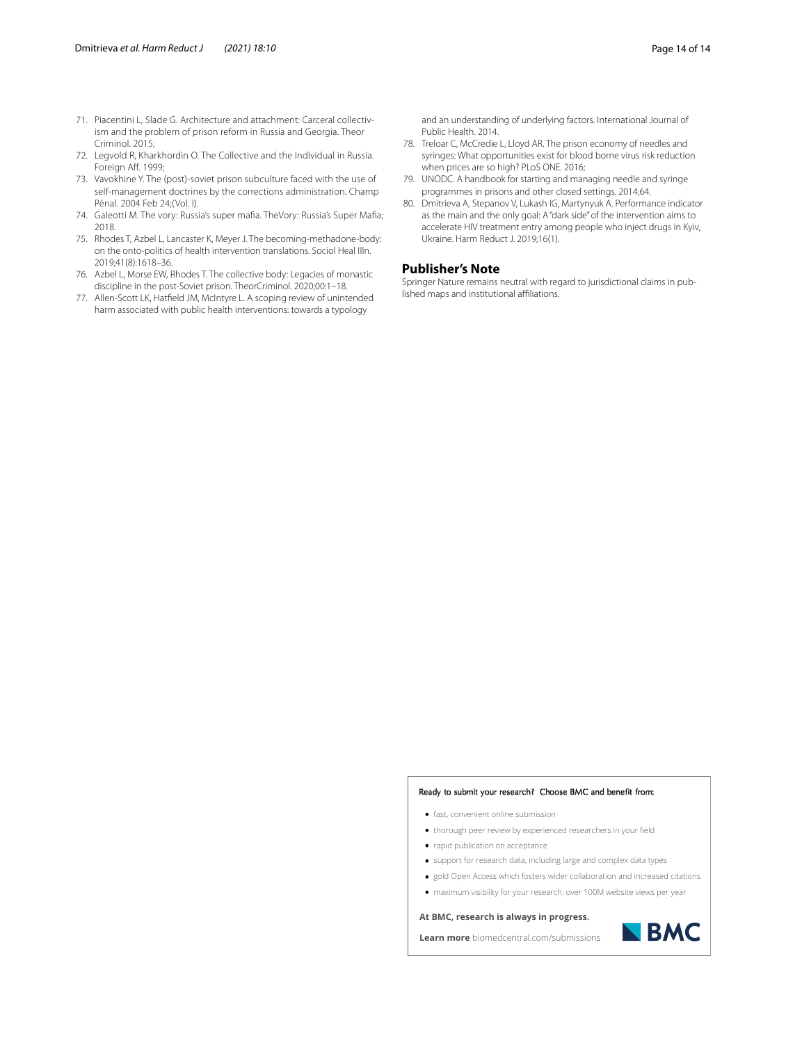71. Piacentini L, Slade G. Architecture and attachment: Carceral collectivism and the problem of prison reform in Russia and Georgia. Theor Criminol. 2015;
72. Legvold R, Kharkhordin O. The Collective and the Individual in Russia. Foreign Aff. 1999;
73. Vavokhine Y. The (post)-soviet prison subculture faced with the use of self-management doctrines by the corrections administration. Champ Pénal. 2004 Feb 24;(Vol. I).
74. Galeotti M. The vory: Russia's super mafia. TheVory: Russia's Super Mafia; 2018.
75. Rhodes T, Azbel L, Lancaster K, Meyer J. The becoming-methadone-body: on the onto-politics of health intervention translations. Sociol Heal Illn. 2019;41(8):1618–36.
76. Azbel L, Morse EW, Rhodes T. The collective body: Legacies of monastic discipline in the post-Soviet prison. TheorCriminol. 2020;00:1–18.
77. Allen-Scott LK, Hatfield JM, McIntyre L. A scoping review of unintended harm associated with public health interventions: towards a typology and an understanding of underlying factors. International Journal of Public Health. 2014.
78. Treloar C, McCredie L, Lloyd AR. The prison economy of needles and syringes: What opportunities exist for blood borne virus risk reduction when prices are so high? PLoS ONE. 2016;
79. UNODC. A handbook for starting and managing needle and syringe programmes in prisons and other closed settings. 2014;64.
80. Dmitrieva A, Stepanov V, Lukash IG, Martynyuk A. Performance indicator as the main and the only goal: A "dark side" of the intervention aims to accelerate HIV treatment entry among people who inject drugs in Kyiv, Ukraine. Harm Reduct J. 2019;16(1).

## Publisher's Note

Springer Nature remains neutral with regard to jurisdictional claims in published maps and institutional affiliations.

Ready to submit your research? Choose BMC and benefit from:

- fast, convenient online submission
- thorough peer review by experienced researchers in your field
- rapid publication on acceptance
- support for research data, including large and complex data types
- gold Open Access which fosters wider collaboration and increased citations
- maximum visibility for your research: over 100M website views per year

**At BMC, research is always in progress.**

**Learn more** biomedcentral.com/submissions

BMC